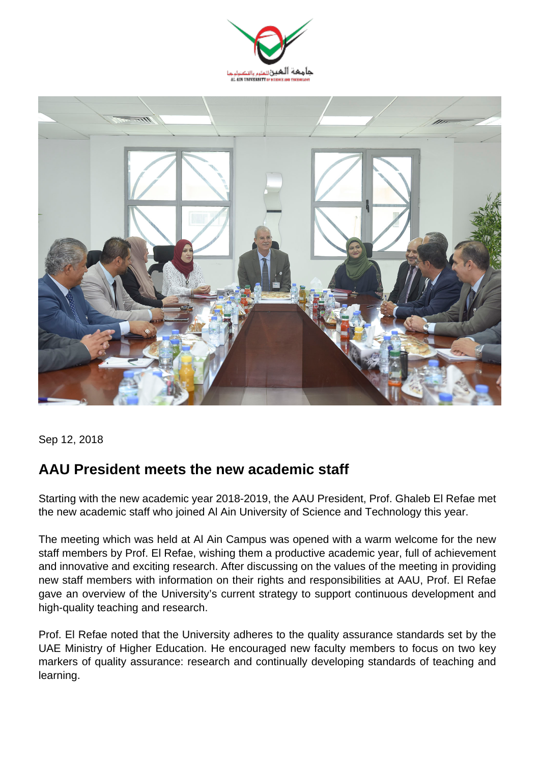Sep 12, 2018

## AAU President meets the new academic staff

Starting with the new academic year 2018-2019, the AAU President, Prof. Ghaleb El Refae met the new academic staff who joined Al Ain University of Science and Technology this year.

The meeting which was held at Al Ain Campus was opened with a warm welcome for the new staff members by Prof. El Refae, wishing them a productive academic year, full of achievement and innovative and exciting research. After discussing on the values of the meeting in providing new staff members with information on their rights and responsibilities at AAU, Prof. El Refae gave an overview of the University's current strategy to support continuous development and high-quality teaching and research.

Prof. El Refae noted that the University adheres to the quality assurance standards set by the UAE Ministry of Higher Education. He encouraged new faculty members to focus on two key markers of quality assurance: research and continually developing standards of teaching and learning.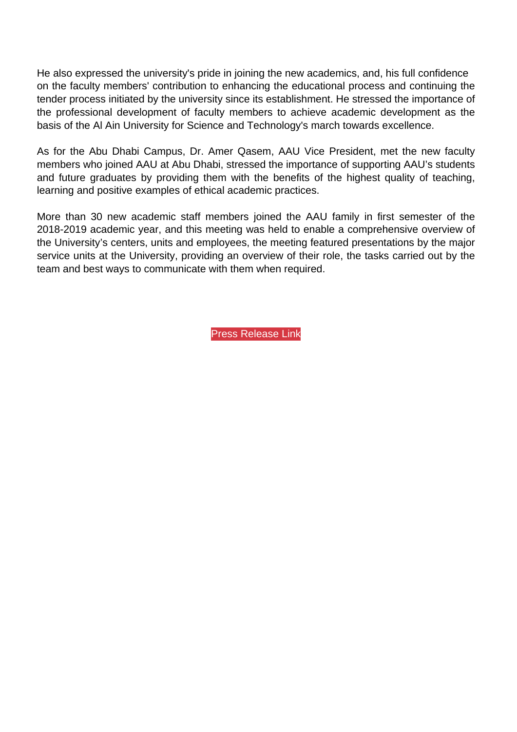He also expressed the university's pride in joining the new academics, and, his full confidence on the faculty members' contribution to enhancing the educational process and continuing the tender process initiated by the university since its establishment. He stressed the importance of the professional development of faculty members to achieve academic development as the basis of the Al Ain University for Science and Technology's march towards excellence.

As for the Abu Dhabi Campus, Dr. Amer Qasem, AAU Vice President, met the new faculty members who joined AAU at Abu Dhabi, stressed the importance of supporting AAU's students and future graduates by providing them with the benefits of the highest quality of teaching, learning and positive examples of ethical academic practices.

More than 30 new academic staff members joined the AAU family in first semester of the 2018-2019 academic year, and this meeting was held to enable a comprehensive overview of the University's centers, units and employees, the meeting featured presentations by the major service units at the University, providing an overview of their role, the tasks carried out by the team and best ways to communicate with them when required.

Press Release Link